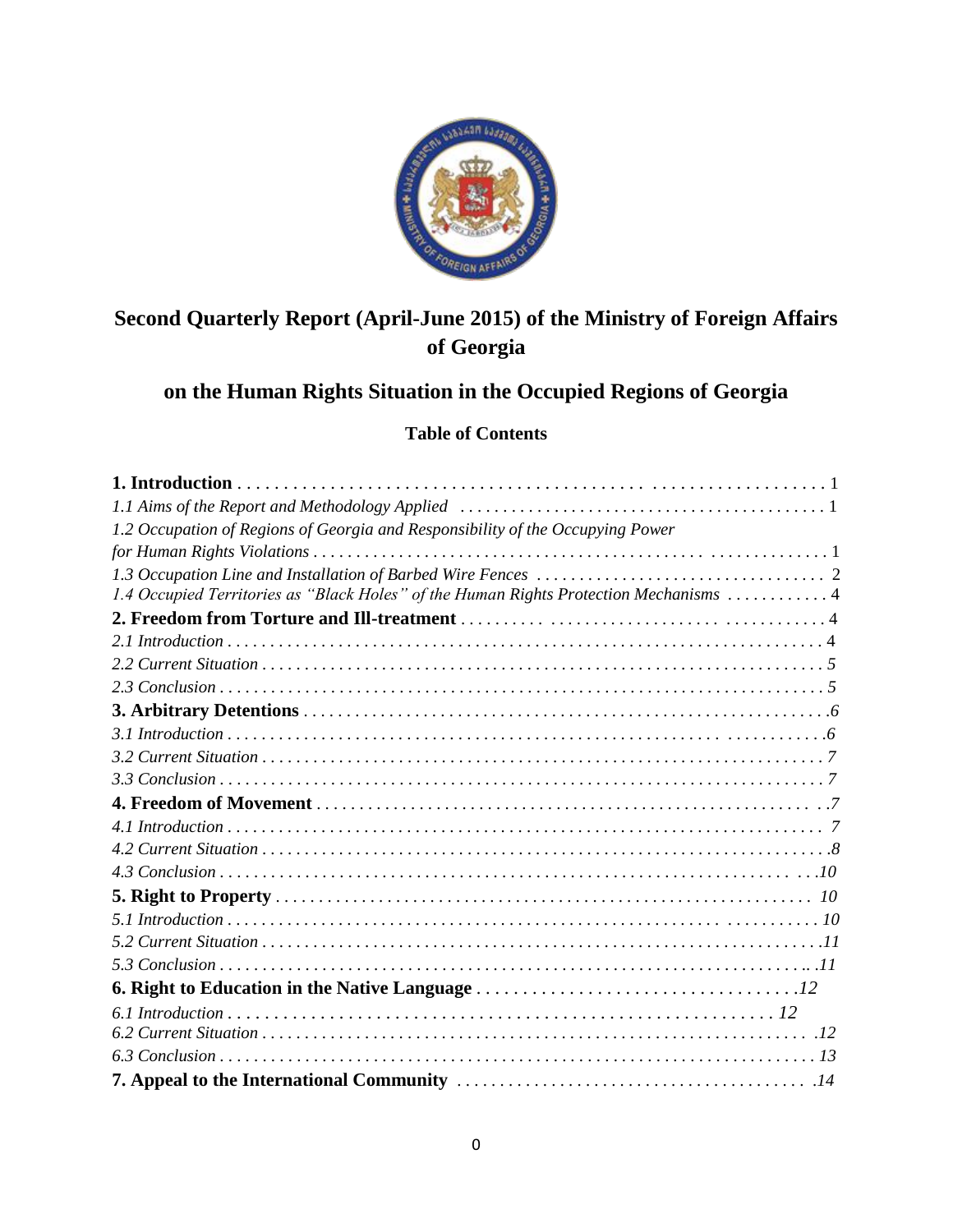# Second Quarterly Report (April-June 2015) of the Ministry of Foreign Affairs of Georgia

## on the Human Rights Situation in the Occupied Regions of Georgia

### Table of Contents

| | |
|---|---|
| **1. Introduction** | 1 |
| *1.1 Aims of the Report and Methodology Applied* | 1 |
| *1.2 Occupation of Regions of Georgia and Responsibility of the Occupying Power for Human Rights Violations* | 1 |
| *1.3 Occupation Line and Installation of Barbed Wire Fences* | 2 |
| *1.4 Occupied Territories as "Black Holes" of the Human Rights Protection Mechanisms* | 4 |
| **2. Freedom from Torture and Ill-treatment** | 4 |
| *2.1 Introduction* | 4 |
| *2.2 Current Situation* | 5 |
| *2.3 Conclusion* | 5 |
| **3. Arbitrary Detentions** | 6 |
| *3.1 Introduction* | 6 |
| *3.2 Current Situation* | 7 |
| *3.3 Conclusion* | 7 |
| **4. Freedom of Movement** | 7 |
| *4.1 Introduction* | 7 |
| *4.2 Current Situation* | 8 |
| *4.3 Conclusion* | 10 |
| **5. Right to Property** | 10 |
| *5.1 Introduction* | 10 |
| *5.2 Current Situation* | 11 |
| *5.3 Conclusion* | 11 |
| **6. Right to Education in the Native Language** | 12 |
| *6.1 Introduction* | 12 |
| *6.2 Current Situation* | 12 |
| *6.3 Conclusion* | 13 |
| **7. Appeal to the International Community** | 14 |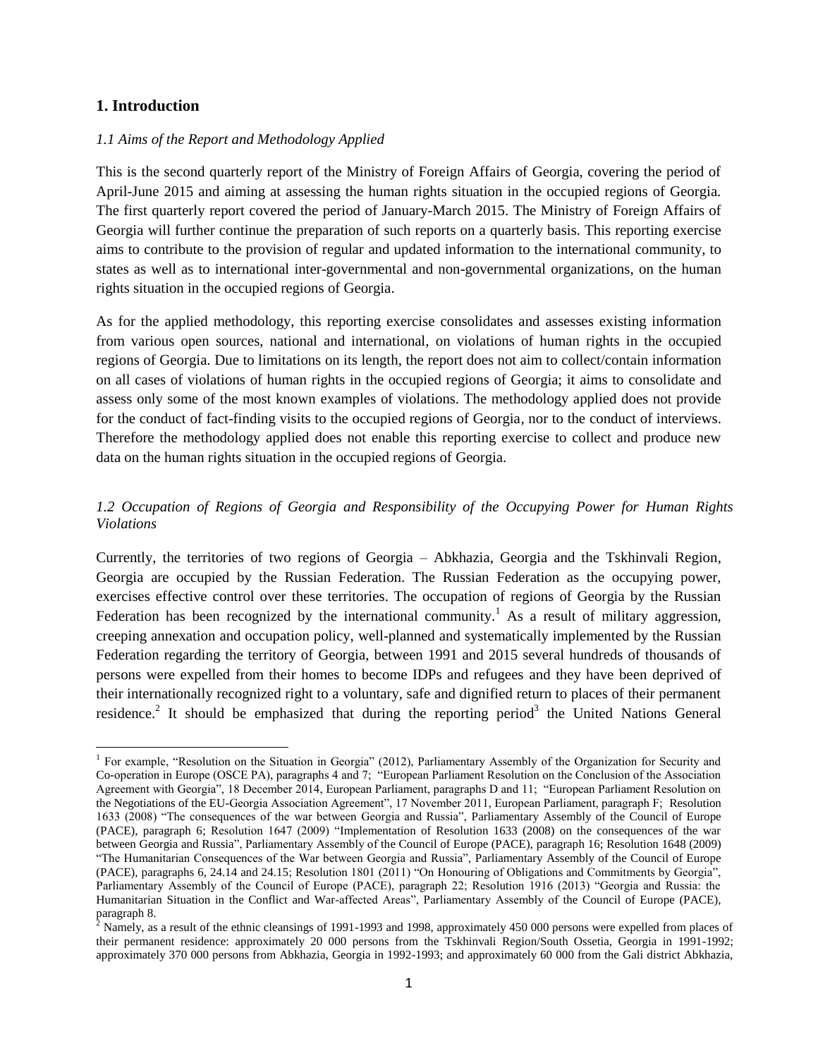## 1. Introduction

### *1.1 Aims of the Report and Methodology Applied*

This is the second quarterly report of the Ministry of Foreign Affairs of Georgia, covering the period of April-June 2015 and aiming at assessing the human rights situation in the occupied regions of Georgia. The first quarterly report covered the period of January-March 2015. The Ministry of Foreign Affairs of Georgia will further continue the preparation of such reports on a quarterly basis. This reporting exercise aims to contribute to the provision of regular and updated information to the international community, to states as well as to international inter-governmental and non-governmental organizations, on the human rights situation in the occupied regions of Georgia.

As for the applied methodology, this reporting exercise consolidates and assesses existing information from various open sources, national and international, on violations of human rights in the occupied regions of Georgia. Due to limitations on its length, the report does not aim to collect/contain information on all cases of violations of human rights in the occupied regions of Georgia; it aims to consolidate and assess only some of the most known examples of violations. The methodology applied does not provide for the conduct of fact-finding visits to the occupied regions of Georgia, nor to the conduct of interviews. Therefore the methodology applied does not enable this reporting exercise to collect and produce new data on the human rights situation in the occupied regions of Georgia.

### *1.2 Occupation of Regions of Georgia and Responsibility of the Occupying Power for Human Rights Violations*

Currently, the territories of two regions of Georgia – Abkhazia, Georgia and the Tskhinvali Region, Georgia are occupied by the Russian Federation. The Russian Federation as the occupying power, exercises effective control over these territories. The occupation of regions of Georgia by the Russian Federation has been recognized by the international community.[1] As a result of military aggression, creeping annexation and occupation policy, well-planned and systematically implemented by the Russian Federation regarding the territory of Georgia, between 1991 and 2015 several hundreds of thousands of persons were expelled from their homes to become IDPs and refugees and they have been deprived of their internationally recognized right to a voluntary, safe and dignified return to places of their permanent residence.[2] It should be emphasized that during the reporting period[3] the United Nations General

---

[1] For example, "Resolution on the Situation in Georgia" (2012), Parliamentary Assembly of the Organization for Security and Co-operation in Europe (OSCE PA), paragraphs 4 and 7; "European Parliament Resolution on the Conclusion of the Association Agreement with Georgia", 18 December 2014, European Parliament, paragraphs D and 11; "European Parliament Resolution on the Negotiations of the EU-Georgia Association Agreement", 17 November 2011, European Parliament, paragraph F; Resolution 1633 (2008) "The consequences of the war between Georgia and Russia", Parliamentary Assembly of the Council of Europe (PACE), paragraph 6; Resolution 1647 (2009) "Implementation of Resolution 1633 (2008) on the consequences of the war between Georgia and Russia", Parliamentary Assembly of the Council of Europe (PACE), paragraph 16; Resolution 1648 (2009) "The Humanitarian Consequences of the War between Georgia and Russia", Parliamentary Assembly of the Council of Europe (PACE), paragraphs 6, 24.14 and 24.15; Resolution 1801 (2011) "On Honouring of Obligations and Commitments by Georgia", Parliamentary Assembly of the Council of Europe (PACE), paragraph 22; Resolution 1916 (2013) "Georgia and Russia: the Humanitarian Situation in the Conflict and War-affected Areas", Parliamentary Assembly of the Council of Europe (PACE), paragraph 8.

[2] Namely, as a result of the ethnic cleansings of 1991-1993 and 1998, approximately 450 000 persons were expelled from places of their permanent residence: approximately 20 000 persons from the Tskhinvali Region/South Ossetia, Georgia in 1991-1992; approximately 370 000 persons from Abkhazia, Georgia in 1992-1993; and approximately 60 000 from the Gali district Abkhazia,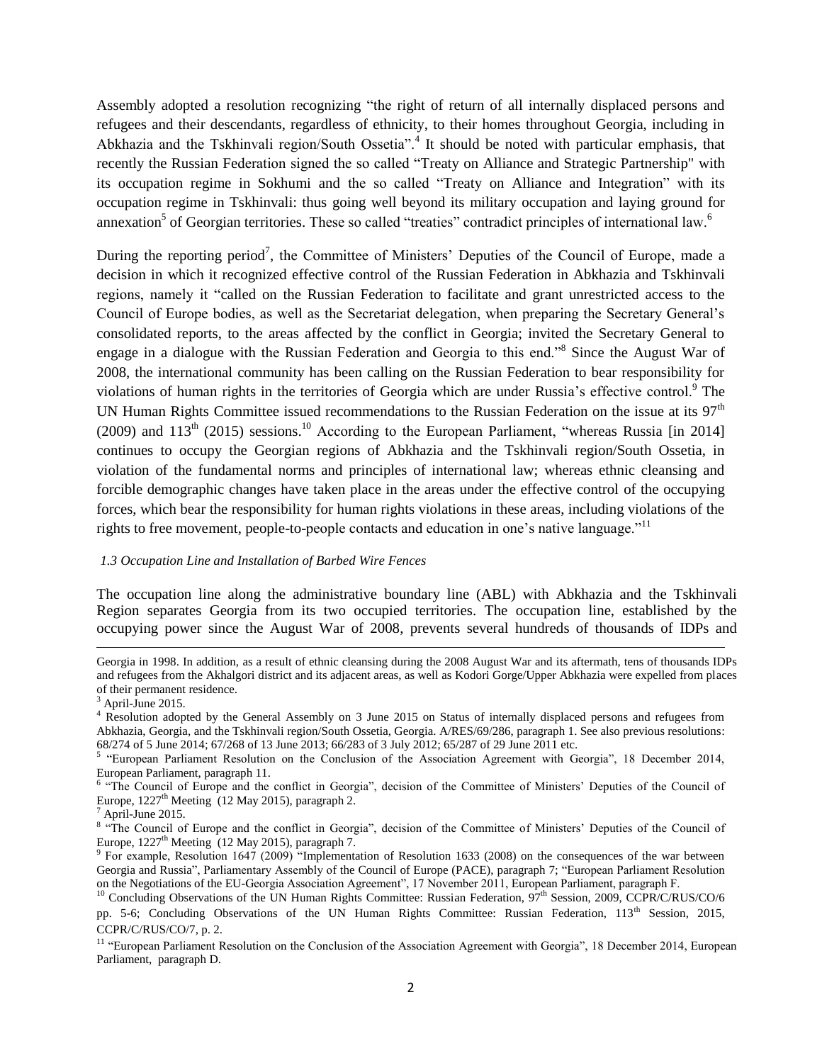Assembly adopted a resolution recognizing "the right of return of all internally displaced persons and refugees and their descendants, regardless of ethnicity, to their homes throughout Georgia, including in Abkhazia and the Tskhinvali region/South Ossetia".[4] It should be noted with particular emphasis, that recently the Russian Federation signed the so called "Treaty on Alliance and Strategic Partnership" with its occupation regime in Sokhumi and the so called "Treaty on Alliance and Integration" with its occupation regime in Tskhinvali: thus going well beyond its military occupation and laying ground for annexation[5] of Georgian territories. These so called "treaties" contradict principles of international law.[6]

During the reporting period[7], the Committee of Ministers' Deputies of the Council of Europe, made a decision in which it recognized effective control of the Russian Federation in Abkhazia and Tskhinvali regions, namely it "called on the Russian Federation to facilitate and grant unrestricted access to the Council of Europe bodies, as well as the Secretariat delegation, when preparing the Secretary General's consolidated reports, to the areas affected by the conflict in Georgia; invited the Secretary General to engage in a dialogue with the Russian Federation and Georgia to this end."[8] Since the August War of 2008, the international community has been calling on the Russian Federation to bear responsibility for violations of human rights in the territories of Georgia which are under Russia's effective control.[9] The UN Human Rights Committee issued recommendations to the Russian Federation on the issue at its 97th (2009) and 113th (2015) sessions.[10] According to the European Parliament, "whereas Russia [in 2014] continues to occupy the Georgian regions of Abkhazia and the Tskhinvali region/South Ossetia, in violation of the fundamental norms and principles of international law; whereas ethnic cleansing and forcible demographic changes have taken place in the areas under the effective control of the occupying forces, which bear the responsibility for human rights violations in these areas, including violations of the rights to free movement, people-to-people contacts and education in one's native language."[11]

*1.3 Occupation Line and Installation of Barbed Wire Fences*

The occupation line along the administrative boundary line (ABL) with Abkhazia and the Tskhinvali Region separates Georgia from its two occupied territories. The occupation line, established by the occupying power since the August War of 2008, prevents several hundreds of thousands of IDPs and

---

Georgia in 1998. In addition, as a result of ethnic cleansing during the 2008 August War and its aftermath, tens of thousands IDPs and refugees from the Akhalgori district and its adjacent areas, as well as Kodori Gorge/Upper Abkhazia were expelled from places of their permanent residence.

[3] April-June 2015.

[4] Resolution adopted by the General Assembly on 3 June 2015 on Status of internally displaced persons and refugees from Abkhazia, Georgia, and the Tskhinvali region/South Ossetia, Georgia. A/RES/69/286, paragraph 1. See also previous resolutions: 68/274 of 5 June 2014; 67/268 of 13 June 2013; 66/283 of 3 July 2012; 65/287 of 29 June 2011 etc.

[5] "European Parliament Resolution on the Conclusion of the Association Agreement with Georgia", 18 December 2014, European Parliament, paragraph 11.

[6] "The Council of Europe and the conflict in Georgia", decision of the Committee of Ministers' Deputies of the Council of Europe, 1227th Meeting (12 May 2015), paragraph 2.

[7] April-June 2015.

[8] "The Council of Europe and the conflict in Georgia", decision of the Committee of Ministers' Deputies of the Council of Europe, 1227th Meeting (12 May 2015), paragraph 7.

[9] For example, Resolution 1647 (2009) "Implementation of Resolution 1633 (2008) on the consequences of the war between Georgia and Russia", Parliamentary Assembly of the Council of Europe (PACE), paragraph 7; "European Parliament Resolution on the Negotiations of the EU-Georgia Association Agreement", 17 November 2011, European Parliament, paragraph F.

[10] Concluding Observations of the UN Human Rights Committee: Russian Federation, 97th Session, 2009, CCPR/C/RUS/CO/6 pp. 5-6; Concluding Observations of the UN Human Rights Committee: Russian Federation, 113th Session, 2015, CCPR/C/RUS/CO/7, p. 2.

[11] "European Parliament Resolution on the Conclusion of the Association Agreement with Georgia", 18 December 2014, European Parliament, paragraph D.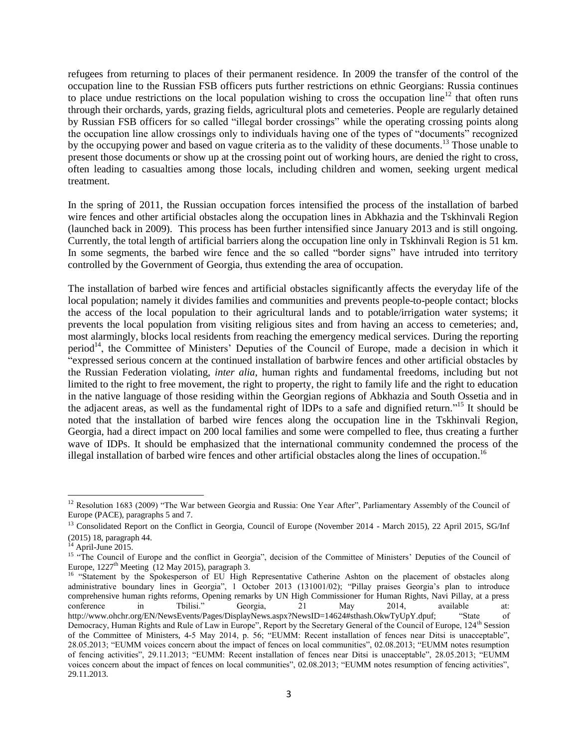refugees from returning to places of their permanent residence. In 2009 the transfer of the control of the occupation line to the Russian FSB officers puts further restrictions on ethnic Georgians: Russia continues to place undue restrictions on the local population wishing to cross the occupation line[12] that often runs through their orchards, yards, grazing fields, agricultural plots and cemeteries. People are regularly detained by Russian FSB officers for so called "illegal border crossings" while the operating crossing points along the occupation line allow crossings only to individuals having one of the types of "documents" recognized by the occupying power and based on vague criteria as to the validity of these documents.[13] Those unable to present those documents or show up at the crossing point out of working hours, are denied the right to cross, often leading to casualties among those locals, including children and women, seeking urgent medical treatment.

In the spring of 2011, the Russian occupation forces intensified the process of the installation of barbed wire fences and other artificial obstacles along the occupation lines in Abkhazia and the Tskhinvali Region (launched back in 2009). This process has been further intensified since January 2013 and is still ongoing. Currently, the total length of artificial barriers along the occupation line only in Tskhinvali Region is 51 km. In some segments, the barbed wire fence and the so called "border signs" have intruded into territory controlled by the Government of Georgia, thus extending the area of occupation.

The installation of barbed wire fences and artificial obstacles significantly affects the everyday life of the local population; namely it divides families and communities and prevents people-to-people contact; blocks the access of the local population to their agricultural lands and to potable/irrigation water systems; it prevents the local population from visiting religious sites and from having an access to cemeteries; and, most alarmingly, blocks local residents from reaching the emergency medical services. During the reporting period[14], the Committee of Ministers' Deputies of the Council of Europe, made a decision in which it "expressed serious concern at the continued installation of barbwire fences and other artificial obstacles by the Russian Federation violating, *inter alia*, human rights and fundamental freedoms, including but not limited to the right to free movement, the right to property, the right to family life and the right to education in the native language of those residing within the Georgian regions of Abkhazia and South Ossetia and in the adjacent areas, as well as the fundamental right of IDPs to a safe and dignified return."[15] It should be noted that the installation of barbed wire fences along the occupation line in the Tskhinvali Region, Georgia, had a direct impact on 200 local families and some were compelled to flee, thus creating a further wave of IDPs. It should be emphasized that the international community condemned the process of the illegal installation of barbed wire fences and other artificial obstacles along the lines of occupation.[16]

---

[12] Resolution 1683 (2009) "The War between Georgia and Russia: One Year After", Parliamentary Assembly of the Council of Europe (PACE), paragraphs 5 and 7.

[13] Consolidated Report on the Conflict in Georgia, Council of Europe (November 2014 - March 2015), 22 April 2015, SG/Inf (2015) 18, paragraph 44.

[14] April-June 2015.

[15] "The Council of Europe and the conflict in Georgia", decision of the Committee of Ministers' Deputies of the Council of Europe, 1227th Meeting (12 May 2015), paragraph 3.

[16] "Statement by the Spokesperson of EU High Representative Catherine Ashton on the placement of obstacles along administrative boundary lines in Georgia", 1 October 2013 (131001/02); "Pillay praises Georgia's plan to introduce comprehensive human rights reforms, Opening remarks by UN High Commissioner for Human Rights, Navi Pillay, at a press conference in Tbilisi." Georgia, 21 May 2014, available at: http://www.ohchr.org/EN/NewsEvents/Pages/DisplayNews.aspx?NewsID=14624#sthash.OkwTyUpY.dpuf; "State of Democracy, Human Rights and Rule of Law in Europe", Report by the Secretary General of the Council of Europe, 124th Session of the Committee of Ministers, 4-5 May 2014, p. 56; "EUMM: Recent installation of fences near Ditsi is unacceptable", 28.05.2013; "EUMM voices concern about the impact of fences on local communities", 02.08.2013; "EUMM notes resumption of fencing activities", 29.11.2013; "EUMM: Recent installation of fences near Ditsi is unacceptable", 28.05.2013; "EUMM voices concern about the impact of fences on local communities", 02.08.2013; "EUMM notes resumption of fencing activities", 29.11.2013.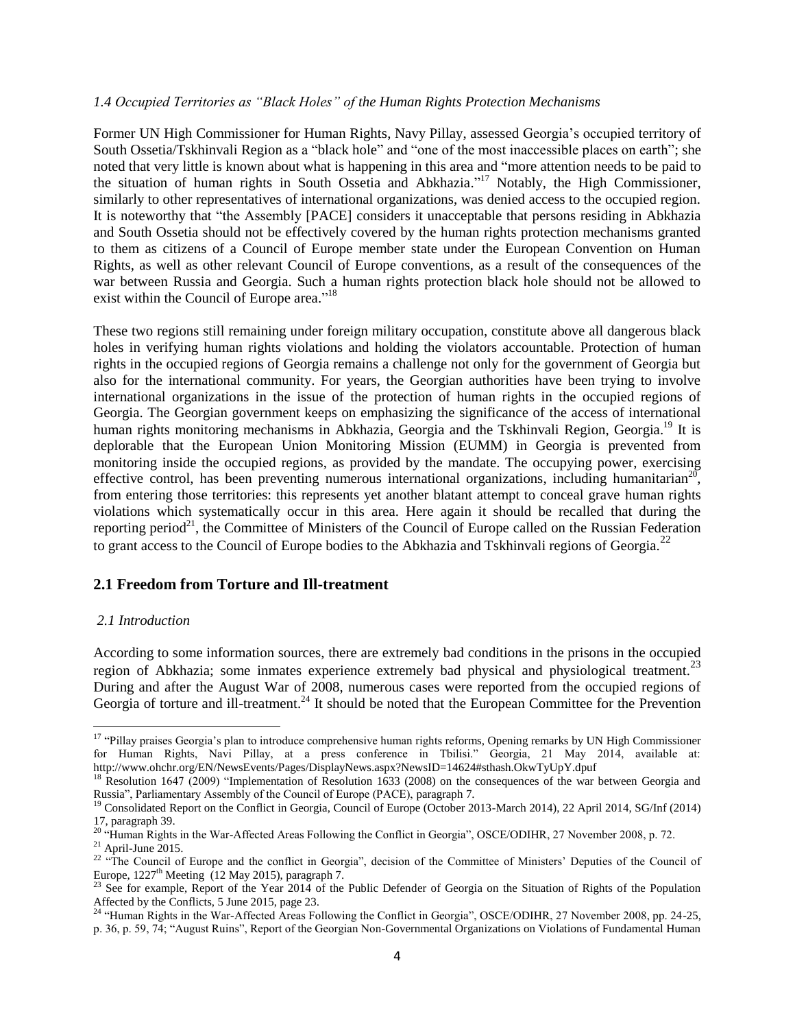*1.4 Occupied Territories as "Black Holes" of the Human Rights Protection Mechanisms*

Former UN High Commissioner for Human Rights, Navy Pillay, assessed Georgia's occupied territory of South Ossetia/Tskhinvali Region as a "black hole" and "one of the most inaccessible places on earth"; she noted that very little is known about what is happening in this area and "more attention needs to be paid to the situation of human rights in South Ossetia and Abkhazia."[17] Notably, the High Commissioner, similarly to other representatives of international organizations, was denied access to the occupied region. It is noteworthy that "the Assembly [PACE] considers it unacceptable that persons residing in Abkhazia and South Ossetia should not be effectively covered by the human rights protection mechanisms granted to them as citizens of a Council of Europe member state under the European Convention on Human Rights, as well as other relevant Council of Europe conventions, as a result of the consequences of the war between Russia and Georgia. Such a human rights protection black hole should not be allowed to exist within the Council of Europe area."[18]

These two regions still remaining under foreign military occupation, constitute above all dangerous black holes in verifying human rights violations and holding the violators accountable. Protection of human rights in the occupied regions of Georgia remains a challenge not only for the government of Georgia but also for the international community. For years, the Georgian authorities have been trying to involve international organizations in the issue of the protection of human rights in the occupied regions of Georgia. The Georgian government keeps on emphasizing the significance of the access of international human rights monitoring mechanisms in Abkhazia, Georgia and the Tskhinvali Region, Georgia.[19] It is deplorable that the European Union Monitoring Mission (EUMM) in Georgia is prevented from monitoring inside the occupied regions, as provided by the mandate. The occupying power, exercising effective control, has been preventing numerous international organizations, including humanitarian[20], from entering those territories: this represents yet another blatant attempt to conceal grave human rights violations which systematically occur in this area. Here again it should be recalled that during the reporting period[21], the Committee of Ministers of the Council of Europe called on the Russian Federation to grant access to the Council of Europe bodies to the Abkhazia and Tskhinvali regions of Georgia.[22]

## 2.1 Freedom from Torture and Ill-treatment

*2.1 Introduction*

According to some information sources, there are extremely bad conditions in the prisons in the occupied region of Abkhazia; some inmates experience extremely bad physical and physiological treatment.[23] During and after the August War of 2008, numerous cases were reported from the occupied regions of Georgia of torture and ill-treatment.[24] It should be noted that the European Committee for the Prevention

---

[17] "Pillay praises Georgia's plan to introduce comprehensive human rights reforms, Opening remarks by UN High Commissioner for Human Rights, Navi Pillay, at a press conference in Tbilisi." Georgia, 21 May 2014, available at: http://www.ohchr.org/EN/NewsEvents/Pages/DisplayNews.aspx?NewsID=14624#sthash.OkwTyUpY.dpuf

[18] Resolution 1647 (2009) "Implementation of Resolution 1633 (2008) on the consequences of the war between Georgia and Russia", Parliamentary Assembly of the Council of Europe (PACE), paragraph 7.

[19] Consolidated Report on the Conflict in Georgia, Council of Europe (October 2013-March 2014), 22 April 2014, SG/Inf (2014) 17, paragraph 39.

[20] "Human Rights in the War-Affected Areas Following the Conflict in Georgia", OSCE/ODIHR, 27 November 2008, p. 72.

[21] April-June 2015.

[22] "The Council of Europe and the conflict in Georgia", decision of the Committee of Ministers' Deputies of the Council of Europe, 1227th Meeting (12 May 2015), paragraph 7.

[23] See for example, Report of the Year 2014 of the Public Defender of Georgia on the Situation of Rights of the Population Affected by the Conflicts, 5 June 2015, page 23.

[24] "Human Rights in the War-Affected Areas Following the Conflict in Georgia", OSCE/ODIHR, 27 November 2008, pp. 24-25, p. 36, p. 59, 74; "August Ruins", Report of the Georgian Non-Governmental Organizations on Violations of Fundamental Human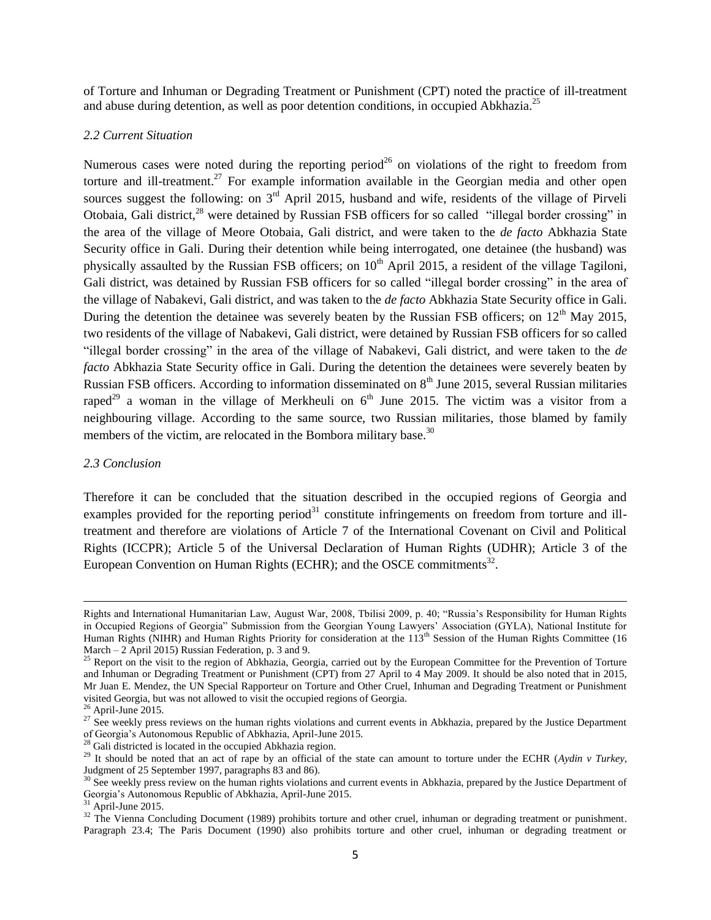of Torture and Inhuman or Degrading Treatment or Punishment (CPT) noted the practice of ill-treatment and abuse during detention, as well as poor detention conditions, in occupied Abkhazia.[25]

*2.2 Current Situation*

Numerous cases were noted during the reporting period[26] on violations of the right to freedom from torture and ill-treatment.[27] For example information available in the Georgian media and other open sources suggest the following: on 3rd April 2015, husband and wife, residents of the village of Pirveli Otobaia, Gali district,[28] were detained by Russian FSB officers for so called "illegal border crossing" in the area of the village of Meore Otobaia, Gali district, and were taken to the *de facto* Abkhazia State Security office in Gali. During their detention while being interrogated, one detainee (the husband) was physically assaulted by the Russian FSB officers; on 10th April 2015, a resident of the village Tagiloni, Gali district, was detained by Russian FSB officers for so called "illegal border crossing" in the area of the village of Nabakevi, Gali district, and was taken to the *de facto* Abkhazia State Security office in Gali. During the detention the detainee was severely beaten by the Russian FSB officers; on 12th May 2015, two residents of the village of Nabakevi, Gali district, were detained by Russian FSB officers for so called "illegal border crossing" in the area of the village of Nabakevi, Gali district, and were taken to the *de facto* Abkhazia State Security office in Gali. During the detention the detainees were severely beaten by Russian FSB officers. According to information disseminated on 8th June 2015, several Russian militaries raped[29] a woman in the village of Merkheuli on 6th June 2015. The victim was a visitor from a neighbouring village. According to the same source, two Russian militaries, those blamed by family members of the victim, are relocated in the Bombora military base.[30]

*2.3 Conclusion*

Therefore it can be concluded that the situation described in the occupied regions of Georgia and examples provided for the reporting period[31] constitute infringements on freedom from torture and ill-treatment and therefore are violations of Article 7 of the International Covenant on Civil and Political Rights (ICCPR); Article 5 of the Universal Declaration of Human Rights (UDHR); Article 3 of the European Convention on Human Rights (ECHR); and the OSCE commitments[32].

---

Rights and International Humanitarian Law, August War, 2008, Tbilisi 2009, p. 40; "Russia's Responsibility for Human Rights in Occupied Regions of Georgia" Submission from the Georgian Young Lawyers' Association (GYLA), National Institute for Human Rights (NIHR) and Human Rights Priority for consideration at the 113th Session of the Human Rights Committee (16 March – 2 April 2015) Russian Federation, p. 3 and 9.

[25] Report on the visit to the region of Abkhazia, Georgia, carried out by the European Committee for the Prevention of Torture and Inhuman or Degrading Treatment or Punishment (CPT) from 27 April to 4 May 2009. It should be also noted that in 2015, Mr Juan E. Mendez, the UN Special Rapporteur on Torture and Other Cruel, Inhuman and Degrading Treatment or Punishment visited Georgia, but was not allowed to visit the occupied regions of Georgia.

[26] April-June 2015.

[27] See weekly press reviews on the human rights violations and current events in Abkhazia, prepared by the Justice Department of Georgia's Autonomous Republic of Abkhazia, April-June 2015.

[28] Gali districted is located in the occupied Abkhazia region.

[29] It should be noted that an act of rape by an official of the state can amount to torture under the ECHR (*Aydin v Turkey*, Judgment of 25 September 1997, paragraphs 83 and 86).

[30] See weekly press review on the human rights violations and current events in Abkhazia, prepared by the Justice Department of Georgia's Autonomous Republic of Abkhazia, April-June 2015.

[31] April-June 2015.

[32] The Vienna Concluding Document (1989) prohibits torture and other cruel, inhuman or degrading treatment or punishment. Paragraph 23.4; The Paris Document (1990) also prohibits torture and other cruel, inhuman or degrading treatment or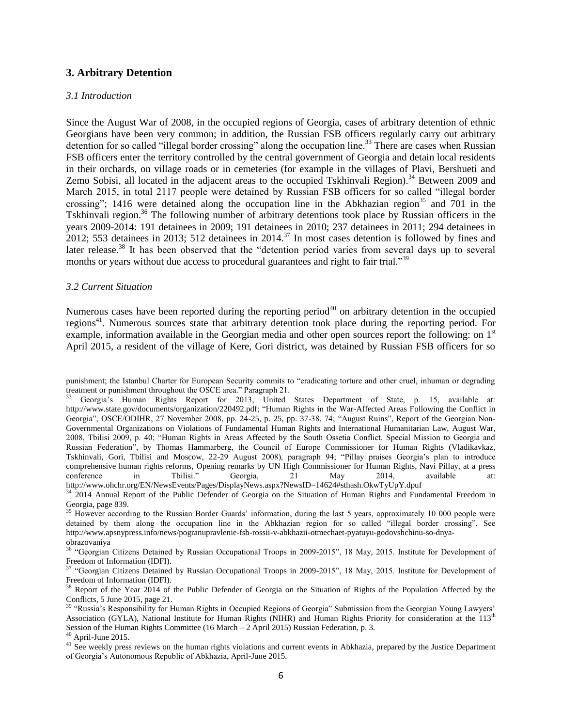## 3. Arbitrary Detention

### *3.1 Introduction*

Since the August War of 2008, in the occupied regions of Georgia, cases of arbitrary detention of ethnic Georgians have been very common; in addition, the Russian FSB officers regularly carry out arbitrary detention for so called "illegal border crossing" along the occupation line.[33] There are cases when Russian FSB officers enter the territory controlled by the central government of Georgia and detain local residents in their orchards, on village roads or in cemeteries (for example in the villages of Plavi, Bershueti and Zemo Sobisi, all located in the adjacent areas to the occupied Tskhinvali Region).[34] Between 2009 and March 2015, in total 2117 people were detained by Russian FSB officers for so called "illegal border crossing"; 1416 were detained along the occupation line in the Abkhazian region[35] and 701 in the Tskhinvali region.[36] The following number of arbitrary detentions took place by Russian officers in the years 2009-2014: 191 detainees in 2009; 191 detainees in 2010; 237 detainees in 2011; 294 detainees in 2012; 553 detainees in 2013; 512 detainees in 2014.[37] In most cases detention is followed by fines and later release.[38] It has been observed that the "detention period varies from several days up to several months or years without due access to procedural guarantees and right to fair trial."[39]

### *3.2 Current Situation*

Numerous cases have been reported during the reporting period[40] on arbitrary detention in the occupied regions[41]. Numerous sources state that arbitrary detention took place during the reporting period. For example, information available in the Georgian media and other open sources report the following: on 1st April 2015, a resident of the village of Kere, Gori district, was detained by Russian FSB officers for so

---

punishment; the Istanbul Charter for European Security commits to "eradicating torture and other cruel, inhuman or degrading treatment or punishment throughout the OSCE area." Paragraph 21.

[33] Georgia's Human Rights Report for 2013, United States Department of State, p. 15, available at: http://www.state.gov/documents/organization/220492.pdf; "Human Rights in the War-Affected Areas Following the Conflict in Georgia", OSCE/ODIHR, 27 November 2008, pp. 24-25, p. 25, pp. 37-38, 74; "August Ruins", Report of the Georgian Non-Governmental Organizations on Violations of Fundamental Human Rights and International Humanitarian Law, August War, 2008, Tbilisi 2009, p. 40; "Human Rights in Areas Affected by the South Ossetia Conflict. Special Mission to Georgia and Russian Federation", by Thomas Hammarberg, the Council of Europe Commissioner for Human Rights (Vladikavkaz, Tskhinvali, Gori, Tbilisi and Moscow, 22-29 August 2008), paragraph 94; "Pillay praises Georgia's plan to introduce comprehensive human rights reforms, Opening remarks by UN High Commissioner for Human Rights, Navi Pillay, at a press conference in Tbilisi." Georgia, 21 May 2014, available at: http://www.ohchr.org/EN/NewsEvents/Pages/DisplayNews.aspx?NewsID=14624#sthash.OkwTyUpY.dpuf

[34] 2014 Annual Report of the Public Defender of Georgia on the Situation of Human Rights and Fundamental Freedom in Georgia, page 839.

[35] However according to the Russian Border Guards' information, during the last 5 years, approximately 10 000 people were detained by them along the occupation line in the Abkhazian region for so called "illegal border crossing". See http://www.apsnypress.info/news/pogranupravlenie-fsb-rossii-v-abkhazii-otmechaet-pyatuyu-godovshchinu-so-dnya-obrazovaniya

[36] "Georgian Citizens Detained by Russian Occupational Troops in 2009-2015", 18 May, 2015. Institute for Development of Freedom of Information (IDFI).

[37] "Georgian Citizens Detained by Russian Occupational Troops in 2009-2015", 18 May, 2015. Institute for Development of Freedom of Information (IDFI).

[38] Report of the Year 2014 of the Public Defender of Georgia on the Situation of Rights of the Population Affected by the Conflicts, 5 June 2015, page 21.

[39] "Russia's Responsibility for Human Rights in Occupied Regions of Georgia" Submission from the Georgian Young Lawyers' Association (GYLA), National Institute for Human Rights (NIHR) and Human Rights Priority for consideration at the 113th Session of the Human Rights Committee (16 March – 2 April 2015) Russian Federation, p. 3.

[40] April-June 2015.

[41] See weekly press reviews on the human rights violations and current events in Abkhazia, prepared by the Justice Department of Georgia's Autonomous Republic of Abkhazia, April-June 2015.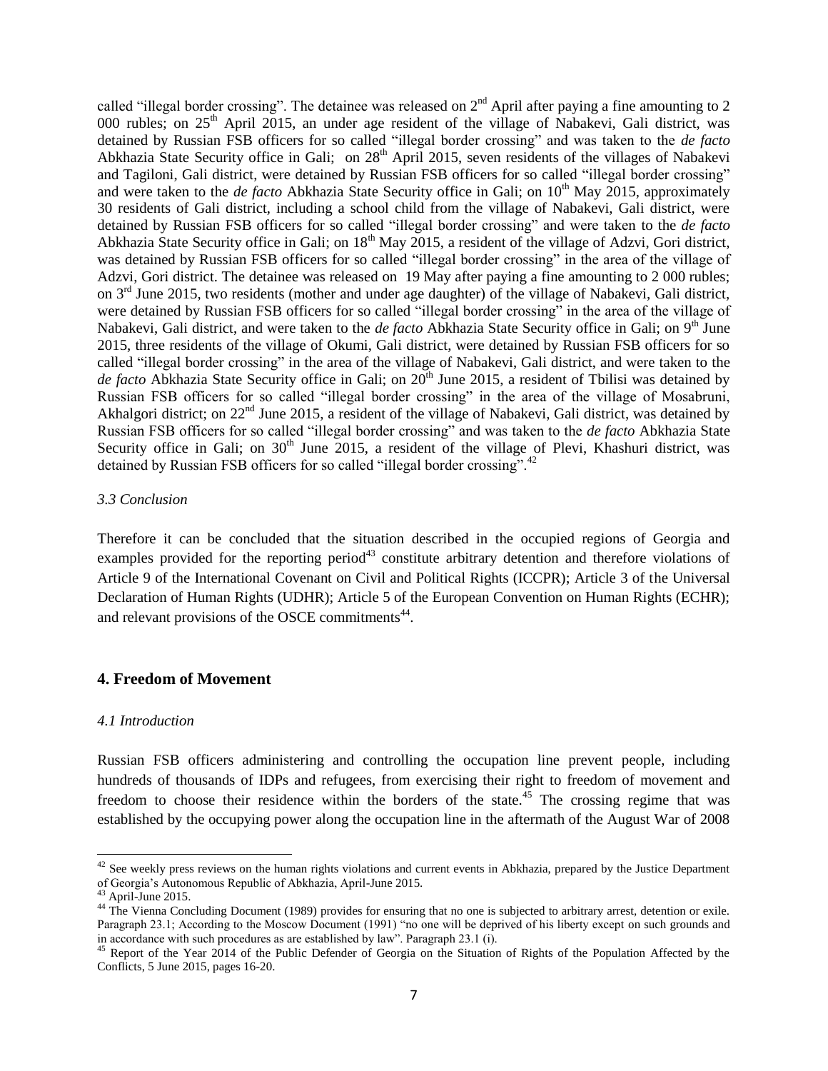called "illegal border crossing". The detainee was released on 2nd April after paying a fine amounting to 2 000 rubles; on 25th April 2015, an under age resident of the village of Nabakevi, Gali district, was detained by Russian FSB officers for so called "illegal border crossing" and was taken to the *de facto* Abkhazia State Security office in Gali; on 28th April 2015, seven residents of the villages of Nabakevi and Tagiloni, Gali district, were detained by Russian FSB officers for so called "illegal border crossing" and were taken to the *de facto* Abkhazia State Security office in Gali; on 10th May 2015, approximately 30 residents of Gali district, including a school child from the village of Nabakevi, Gali district, were detained by Russian FSB officers for so called "illegal border crossing" and were taken to the *de facto* Abkhazia State Security office in Gali; on 18th May 2015, a resident of the village of Adzvi, Gori district, was detained by Russian FSB officers for so called "illegal border crossing" in the area of the village of Adzvi, Gori district. The detainee was released on 19 May after paying a fine amounting to 2 000 rubles; on 3rd June 2015, two residents (mother and under age daughter) of the village of Nabakevi, Gali district, were detained by Russian FSB officers for so called "illegal border crossing" in the area of the village of Nabakevi, Gali district, and were taken to the *de facto* Abkhazia State Security office in Gali; on 9th June 2015, three residents of the village of Okumi, Gali district, were detained by Russian FSB officers for so called "illegal border crossing" in the area of the village of Nabakevi, Gali district, and were taken to the *de facto* Abkhazia State Security office in Gali; on 20th June 2015, a resident of Tbilisi was detained by Russian FSB officers for so called "illegal border crossing" in the area of the village of Mosabruni, Akhalgori district; on 22nd June 2015, a resident of the village of Nabakevi, Gali district, was detained by Russian FSB officers for so called "illegal border crossing" and was taken to the *de facto* Abkhazia State Security office in Gali; on 30th June 2015, a resident of the village of Plevi, Khashuri district, was detained by Russian FSB officers for so called "illegal border crossing".[42]

*3.3 Conclusion*

Therefore it can be concluded that the situation described in the occupied regions of Georgia and examples provided for the reporting period[43] constitute arbitrary detention and therefore violations of Article 9 of the International Covenant on Civil and Political Rights (ICCPR); Article 3 of the Universal Declaration of Human Rights (UDHR); Article 5 of the European Convention on Human Rights (ECHR); and relevant provisions of the OSCE commitments[44].

## 4. Freedom of Movement

*4.1 Introduction*

Russian FSB officers administering and controlling the occupation line prevent people, including hundreds of thousands of IDPs and refugees, from exercising their right to freedom of movement and freedom to choose their residence within the borders of the state.[45] The crossing regime that was established by the occupying power along the occupation line in the aftermath of the August War of 2008

---

[42] See weekly press reviews on the human rights violations and current events in Abkhazia, prepared by the Justice Department of Georgia's Autonomous Republic of Abkhazia, April-June 2015.

[43] April-June 2015.

[44] The Vienna Concluding Document (1989) provides for ensuring that no one is subjected to arbitrary arrest, detention or exile. Paragraph 23.1; According to the Moscow Document (1991) "no one will be deprived of his liberty except on such grounds and in accordance with such procedures as are established by law". Paragraph 23.1 (i).

[45] Report of the Year 2014 of the Public Defender of Georgia on the Situation of Rights of the Population Affected by the Conflicts, 5 June 2015, pages 16-20.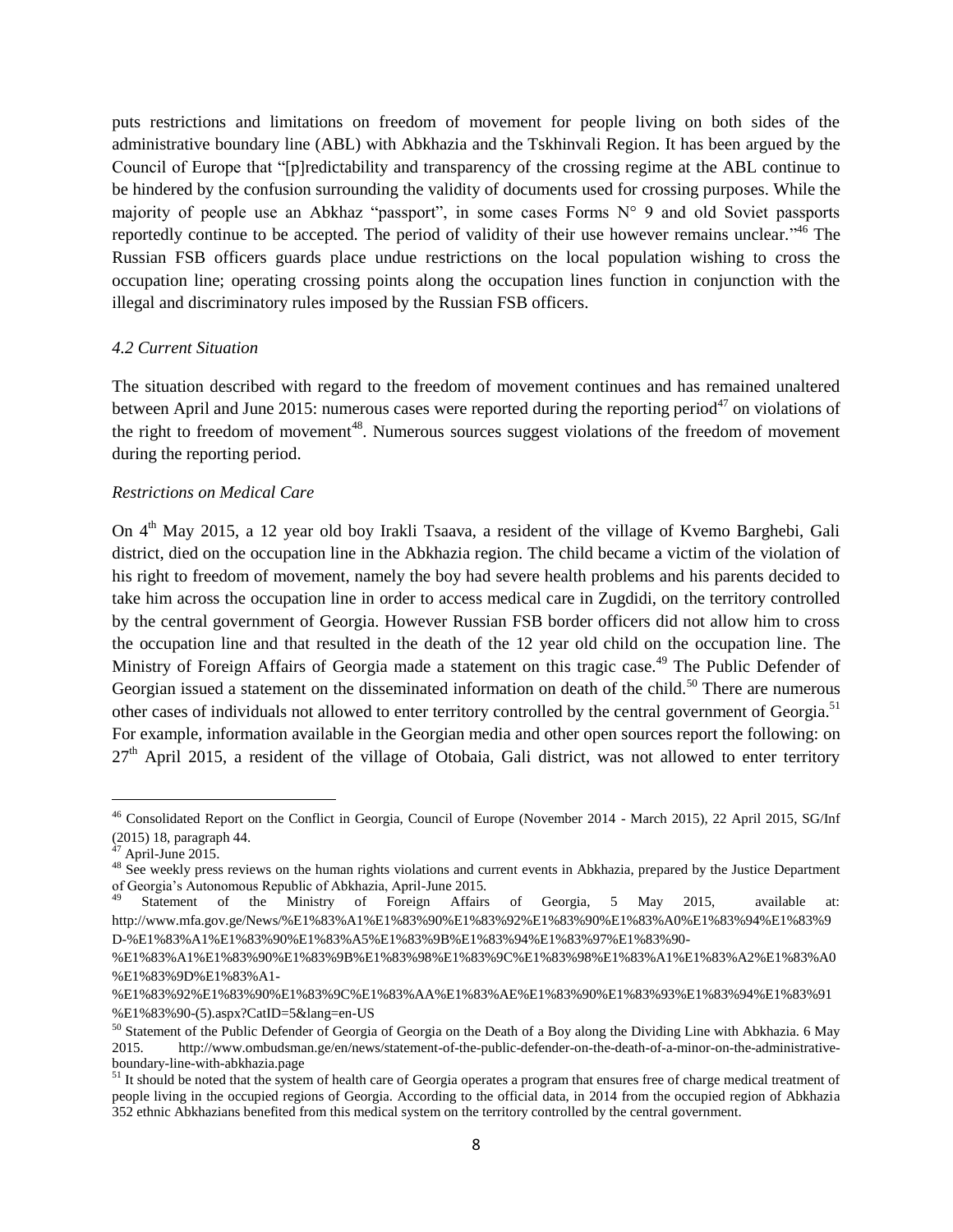puts restrictions and limitations on freedom of movement for people living on both sides of the administrative boundary line (ABL) with Abkhazia and the Tskhinvali Region. It has been argued by the Council of Europe that "[p]redictability and transparency of the crossing regime at the ABL continue to be hindered by the confusion surrounding the validity of documents used for crossing purposes. While the majority of people use an Abkhaz "passport", in some cases Forms N° 9 and old Soviet passports reportedly continue to be accepted. The period of validity of their use however remains unclear."[46] The Russian FSB officers guards place undue restrictions on the local population wishing to cross the occupation line; operating crossing points along the occupation lines function in conjunction with the illegal and discriminatory rules imposed by the Russian FSB officers.

*4.2 Current Situation*

The situation described with regard to the freedom of movement continues and has remained unaltered between April and June 2015: numerous cases were reported during the reporting period[47] on violations of the right to freedom of movement[48]. Numerous sources suggest violations of the freedom of movement during the reporting period.

*Restrictions on Medical Care*

On 4th May 2015, a 12 year old boy Irakli Tsaava, a resident of the village of Kvemo Barghebi, Gali district, died on the occupation line in the Abkhazia region. The child became a victim of the violation of his right to freedom of movement, namely the boy had severe health problems and his parents decided to take him across the occupation line in order to access medical care in Zugdidi, on the territory controlled by the central government of Georgia. However Russian FSB border officers did not allow him to cross the occupation line and that resulted in the death of the 12 year old child on the occupation line. The Ministry of Foreign Affairs of Georgia made a statement on this tragic case.[49] The Public Defender of Georgian issued a statement on the disseminated information on death of the child.[50] There are numerous other cases of individuals not allowed to enter territory controlled by the central government of Georgia.[51] For example, information available in the Georgian media and other open sources report the following: on 27th April 2015, a resident of the village of Otobaia, Gali district, was not allowed to enter territory

---

[46] Consolidated Report on the Conflict in Georgia, Council of Europe (November 2014 - March 2015), 22 April 2015, SG/Inf (2015) 18, paragraph 44.

[47] April-June 2015.

[48] See weekly press reviews on the human rights violations and current events in Abkhazia, prepared by the Justice Department of Georgia's Autonomous Republic of Abkhazia, April-June 2015.

[49] Statement of the Ministry of Foreign Affairs of Georgia, 5 May 2015, available at: http://www.mfa.gov.ge/News/%E1%83%A1%E1%83%90%E1%83%92%E1%83%90%E1%83%A0%E1%83%94%E1%83%9D-%E1%83%A1%E1%83%90%E1%83%A5%E1%83%9B%E1%83%94%E1%83%97%E1%83%90-%E1%83%A1%E1%83%90%E1%83%9B%E1%83%98%E1%83%9C%E1%83%98%E1%83%A1%E1%83%A2%E1%83%A0%E1%83%9D%E1%83%A1-%E1%83%92%E1%83%90%E1%83%9C%E1%83%AA%E1%83%AE%E1%83%90%E1%83%93%E1%83%94%E1%83%91%E1%83%90-(5).aspx?CatID=5&lang=en-US

[50] Statement of the Public Defender of Georgia of Georgia on the Death of a Boy along the Dividing Line with Abkhazia. 6 May 2015. http://www.ombudsman.ge/en/news/statement-of-the-public-defender-on-the-death-of-a-minor-on-the-administrative-boundary-line-with-abkhazia.page

[51] It should be noted that the system of health care of Georgia operates a program that ensures free of charge medical treatment of people living in the occupied regions of Georgia. According to the official data, in 2014 from the occupied region of Abkhazia 352 ethnic Abkhazians benefited from this medical system on the territory controlled by the central government.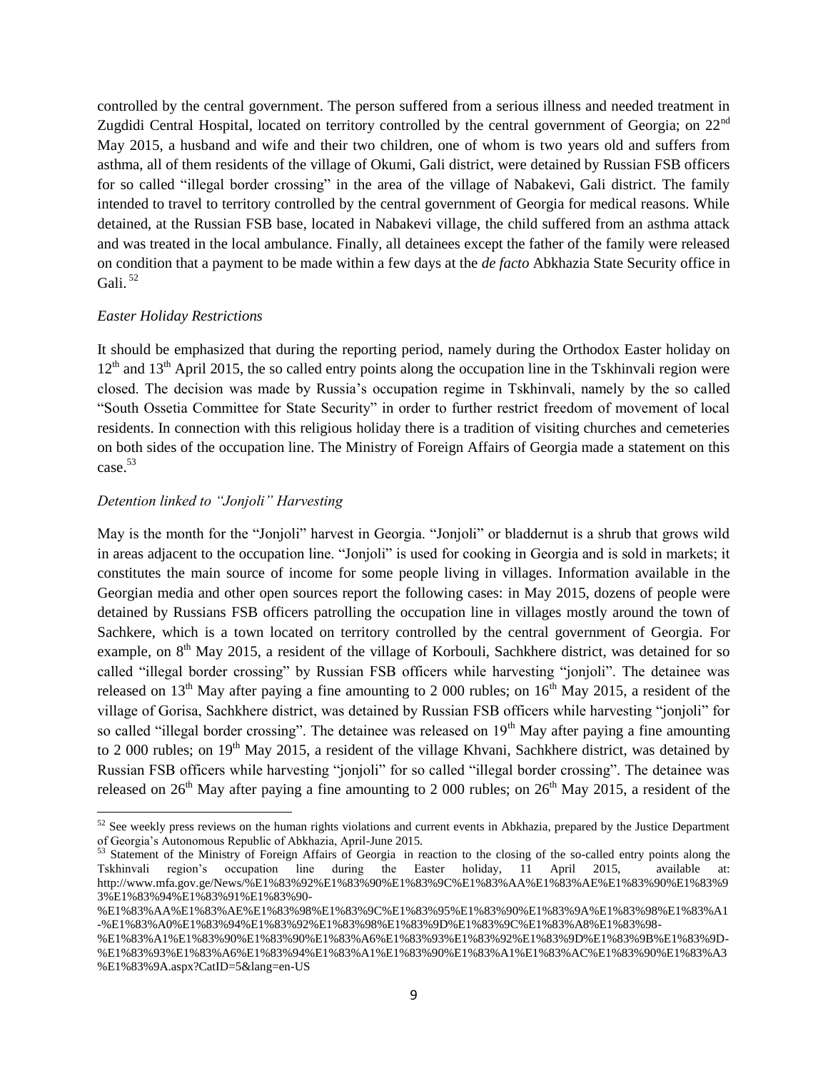controlled by the central government. The person suffered from a serious illness and needed treatment in Zugdidi Central Hospital, located on territory controlled by the central government of Georgia; on 22nd May 2015, a husband and wife and their two children, one of whom is two years old and suffers from asthma, all of them residents of the village of Okumi, Gali district, were detained by Russian FSB officers for so called "illegal border crossing" in the area of the village of Nabakevi, Gali district. The family intended to travel to territory controlled by the central government of Georgia for medical reasons. While detained, at the Russian FSB base, located in Nabakevi village, the child suffered from an asthma attack and was treated in the local ambulance. Finally, all detainees except the father of the family were released on condition that a payment to be made within a few days at the *de facto* Abkhazia State Security office in Gali.[52]

*Easter Holiday Restrictions*

It should be emphasized that during the reporting period, namely during the Orthodox Easter holiday on 12th and 13th April 2015, the so called entry points along the occupation line in the Tskhinvali region were closed. The decision was made by Russia's occupation regime in Tskhinvali, namely by the so called "South Ossetia Committee for State Security" in order to further restrict freedom of movement of local residents. In connection with this religious holiday there is a tradition of visiting churches and cemeteries on both sides of the occupation line. The Ministry of Foreign Affairs of Georgia made a statement on this case.[53]

*Detention linked to "Jonjoli" Harvesting*

May is the month for the "Jonjoli" harvest in Georgia. "Jonjoli" or bladdernut is a shrub that grows wild in areas adjacent to the occupation line. "Jonjoli" is used for cooking in Georgia and is sold in markets; it constitutes the main source of income for some people living in villages. Information available in the Georgian media and other open sources report the following cases: in May 2015, dozens of people were detained by Russians FSB officers patrolling the occupation line in villages mostly around the town of Sachkere, which is a town located on territory controlled by the central government of Georgia. For example, on 8th May 2015, a resident of the village of Korbouli, Sachkhere district, was detained for so called "illegal border crossing" by Russian FSB officers while harvesting "jonjoli". The detainee was released on 13th May after paying a fine amounting to 2 000 rubles; on 16th May 2015, a resident of the village of Gorisa, Sachkhere district, was detained by Russian FSB officers while harvesting "jonjoli" for so called "illegal border crossing". The detainee was released on 19th May after paying a fine amounting to 2 000 rubles; on 19th May 2015, a resident of the village Khvani, Sachkhere district, was detained by Russian FSB officers while harvesting "jonjoli" for so called "illegal border crossing". The detainee was released on 26th May after paying a fine amounting to 2 000 rubles; on 26th May 2015, a resident of the

---

[52] See weekly press reviews on the human rights violations and current events in Abkhazia, prepared by the Justice Department of Georgia's Autonomous Republic of Abkhazia, April-June 2015.

[53] Statement of the Ministry of Foreign Affairs of Georgia in reaction to the closing of the so-called entry points along the Tskhinvali region's occupation line during the Easter holiday, 11 April 2015, available at: http://www.mfa.gov.ge/News/%E1%83%92%E1%83%90%E1%83%9C%E1%83%AA%E1%83%AE%E1%83%90%E1%83%93%E1%83%94%E1%83%91%E1%83%90-%E1%83%AA%E1%83%AE%E1%83%98%E1%83%9C%E1%83%95%E1%83%90%E1%83%9A%E1%83%98%E1%83%A1-%E1%83%A0%E1%83%94%E1%83%92%E1%83%98%E1%83%9D%E1%83%9C%E1%83%A8%E1%83%98-%E1%83%A1%E1%83%90%E1%83%90%E1%83%A6%E1%83%93%E1%83%92%E1%83%9D%E1%83%9B%E1%83%9D-%E1%83%93%E1%83%A6%E1%83%94%E1%83%A1%E1%83%90%E1%83%A1%E1%83%AC%E1%83%90%E1%83%A3%E1%83%9A.aspx?CatID=5&lang=en-US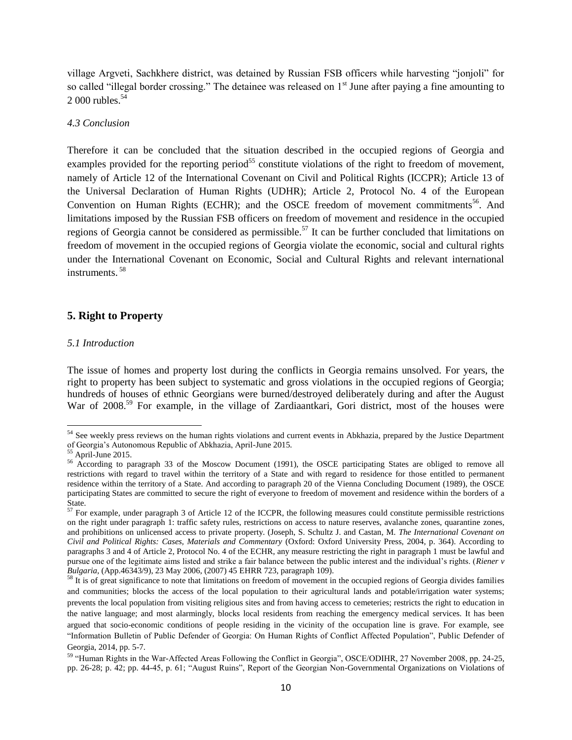village Argveti, Sachkhere district, was detained by Russian FSB officers while harvesting "jonjoli" for so called "illegal border crossing." The detainee was released on 1st June after paying a fine amounting to 2 000 rubles.[54]

### *4.3 Conclusion*

Therefore it can be concluded that the situation described in the occupied regions of Georgia and examples provided for the reporting period[55] constitute violations of the right to freedom of movement, namely of Article 12 of the International Covenant on Civil and Political Rights (ICCPR); Article 13 of the Universal Declaration of Human Rights (UDHR); Article 2, Protocol No. 4 of the European Convention on Human Rights (ECHR); and the OSCE freedom of movement commitments[56]. And limitations imposed by the Russian FSB officers on freedom of movement and residence in the occupied regions of Georgia cannot be considered as permissible.[57] It can be further concluded that limitations on freedom of movement in the occupied regions of Georgia violate the economic, social and cultural rights under the International Covenant on Economic, Social and Cultural Rights and relevant international instruments.[58]

## **5. Right to Property**

### *5.1 Introduction*

The issue of homes and property lost during the conflicts in Georgia remains unsolved. For years, the right to property has been subject to systematic and gross violations in the occupied regions of Georgia; hundreds of houses of ethnic Georgians were burned/destroyed deliberately during and after the August War of 2008.[59] For example, in the village of Zardiaantkari, Gori district, most of the houses were

---

[54] See weekly press reviews on the human rights violations and current events in Abkhazia, prepared by the Justice Department of Georgia's Autonomous Republic of Abkhazia, April-June 2015.

[55] April-June 2015.

[56] According to paragraph 33 of the Moscow Document (1991), the OSCE participating States are obliged to remove all restrictions with regard to travel within the territory of a State and with regard to residence for those entitled to permanent residence within the territory of a State. And according to paragraph 20 of the Vienna Concluding Document (1989), the OSCE participating States are committed to secure the right of everyone to freedom of movement and residence within the borders of a State.

[57] For example, under paragraph 3 of Article 12 of the ICCPR, the following measures could constitute permissible restrictions on the right under paragraph 1: traffic safety rules, restrictions on access to nature reserves, avalanche zones, quarantine zones, and prohibitions on unlicensed access to private property. (Joseph, S. Schultz J. and Castan, M. *The International Covenant on Civil and Political Rights: Cases, Materials and Commentary* (Oxford: Oxford University Press, 2004, p. 364). According to paragraphs 3 and 4 of Article 2, Protocol No. 4 of the ECHR, any measure restricting the right in paragraph 1 must be lawful and pursue one of the legitimate aims listed and strike a fair balance between the public interest and the individual's rights. (*Riener v Bulgaria*, (App.46343/9), 23 May 2006, (2007) 45 EHRR 723, paragraph 109).

[58] It is of great significance to note that limitations on freedom of movement in the occupied regions of Georgia divides families and communities; blocks the access of the local population to their agricultural lands and potable/irrigation water systems; prevents the local population from visiting religious sites and from having access to cemeteries; restricts the right to education in the native language; and most alarmingly, blocks local residents from reaching the emergency medical services. It has been argued that socio-economic conditions of people residing in the vicinity of the occupation line is grave. For example, see "Information Bulletin of Public Defender of Georgia: On Human Rights of Conflict Affected Population", Public Defender of Georgia, 2014, pp. 5-7.

[59] "Human Rights in the War-Affected Areas Following the Conflict in Georgia", OSCE/ODIHR, 27 November 2008, pp. 24-25, pp. 26-28; p. 42; pp. 44-45, p. 61; "August Ruins", Report of the Georgian Non-Governmental Organizations on Violations of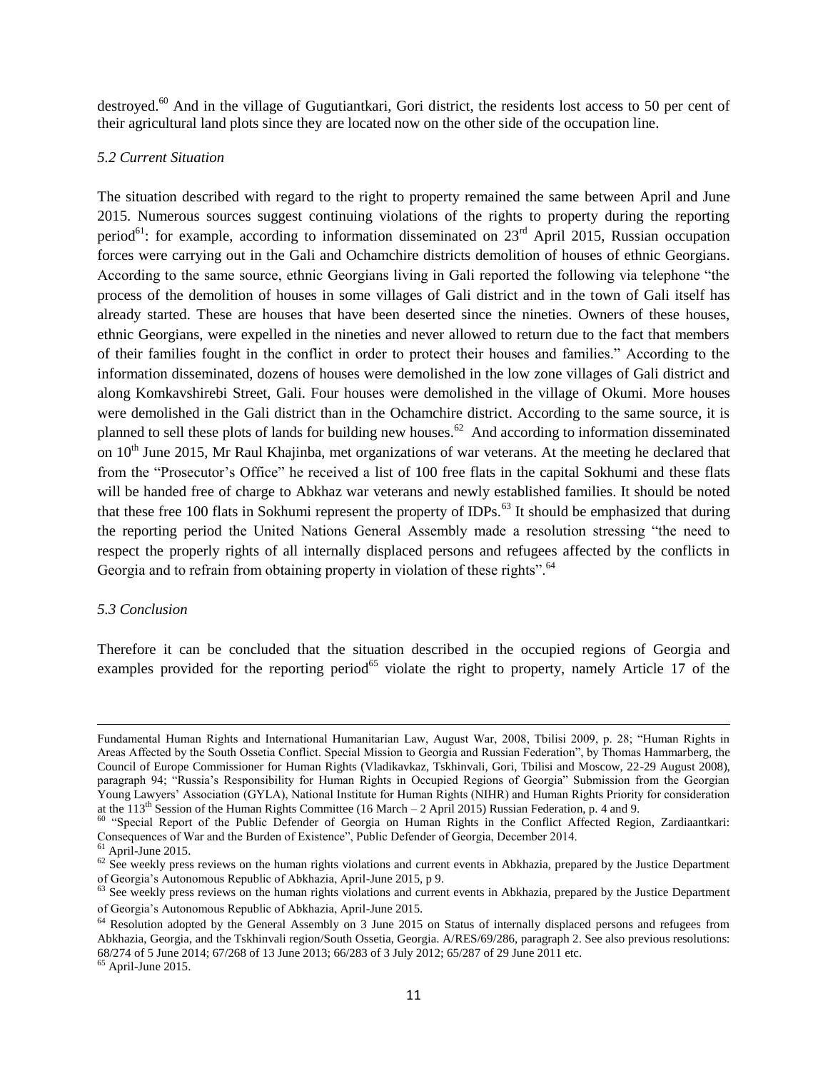destroyed.[60] And in the village of Gugutiantkari, Gori district, the residents lost access to 50 per cent of their agricultural land plots since they are located now on the other side of the occupation line.

*5.2 Current Situation*

The situation described with regard to the right to property remained the same between April and June 2015. Numerous sources suggest continuing violations of the rights to property during the reporting period[61]: for example, according to information disseminated on 23rd April 2015, Russian occupation forces were carrying out in the Gali and Ochamchire districts demolition of houses of ethnic Georgians. According to the same source, ethnic Georgians living in Gali reported the following via telephone "the process of the demolition of houses in some villages of Gali district and in the town of Gali itself has already started. These are houses that have been deserted since the nineties. Owners of these houses, ethnic Georgians, were expelled in the nineties and never allowed to return due to the fact that members of their families fought in the conflict in order to protect their houses and families." According to the information disseminated, dozens of houses were demolished in the low zone villages of Gali district and along Komkavshirebi Street, Gali. Four houses were demolished in the village of Okumi. More houses were demolished in the Gali district than in the Ochamchire district. According to the same source, it is planned to sell these plots of lands for building new houses.[62] And according to information disseminated on 10th June 2015, Mr Raul Khajinba, met organizations of war veterans. At the meeting he declared that from the "Prosecutor's Office" he received a list of 100 free flats in the capital Sokhumi and these flats will be handed free of charge to Abkhaz war veterans and newly established families. It should be noted that these free 100 flats in Sokhumi represent the property of IDPs.[63] It should be emphasized that during the reporting period the United Nations General Assembly made a resolution stressing "the need to respect the properly rights of all internally displaced persons and refugees affected by the conflicts in Georgia and to refrain from obtaining property in violation of these rights".[64]

*5.3 Conclusion*

Therefore it can be concluded that the situation described in the occupied regions of Georgia and examples provided for the reporting period[65] violate the right to property, namely Article 17 of the

---

Fundamental Human Rights and International Humanitarian Law, August War, 2008, Tbilisi 2009, p. 28; "Human Rights in Areas Affected by the South Ossetia Conflict. Special Mission to Georgia and Russian Federation", by Thomas Hammarberg, the Council of Europe Commissioner for Human Rights (Vladikavkaz, Tskhinvali, Gori, Tbilisi and Moscow, 22-29 August 2008), paragraph 94; "Russia's Responsibility for Human Rights in Occupied Regions of Georgia" Submission from the Georgian Young Lawyers' Association (GYLA), National Institute for Human Rights (NIHR) and Human Rights Priority for consideration at the 113th Session of the Human Rights Committee (16 March – 2 April 2015) Russian Federation, p. 4 and 9.

[60] "Special Report of the Public Defender of Georgia on Human Rights in the Conflict Affected Region, Zardiaantkari: Consequences of War and the Burden of Existence", Public Defender of Georgia, December 2014.

[61] April-June 2015.

[62] See weekly press reviews on the human rights violations and current events in Abkhazia, prepared by the Justice Department of Georgia's Autonomous Republic of Abkhazia, April-June 2015, p 9.

[63] See weekly press reviews on the human rights violations and current events in Abkhazia, prepared by the Justice Department of Georgia's Autonomous Republic of Abkhazia, April-June 2015.

[64] Resolution adopted by the General Assembly on 3 June 2015 on Status of internally displaced persons and refugees from Abkhazia, Georgia, and the Tskhinvali region/South Ossetia, Georgia. A/RES/69/286, paragraph 2. See also previous resolutions: 68/274 of 5 June 2014; 67/268 of 13 June 2013; 66/283 of 3 July 2012; 65/287 of 29 June 2011 etc.

[65] April-June 2015.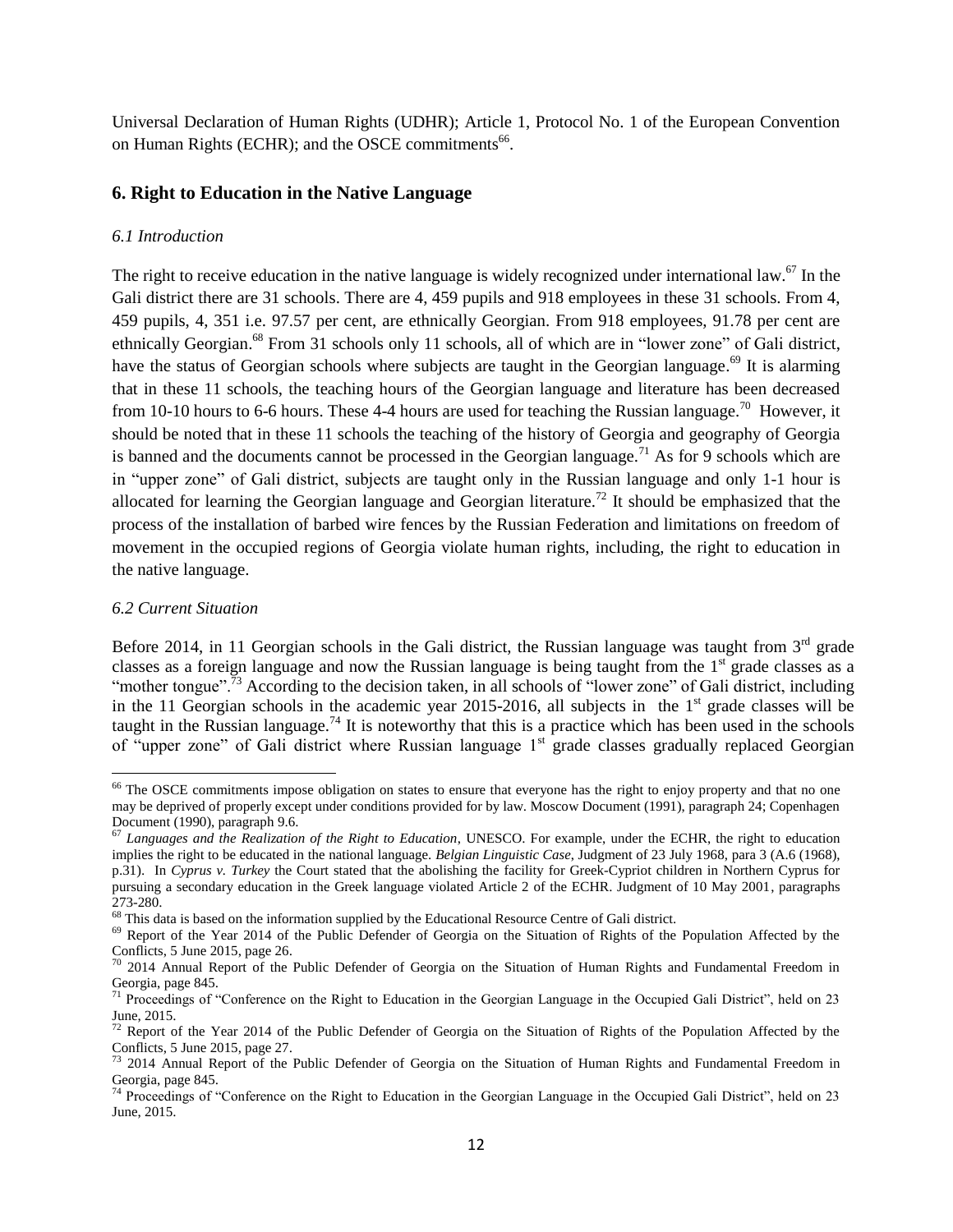Universal Declaration of Human Rights (UDHR); Article 1, Protocol No. 1 of the European Convention on Human Rights (ECHR); and the OSCE commitments[66].

## 6. Right to Education in the Native Language

### *6.1 Introduction*

The right to receive education in the native language is widely recognized under international law.[67] In the Gali district there are 31 schools. There are 4, 459 pupils and 918 employees in these 31 schools. From 4, 459 pupils, 4, 351 i.e. 97.57 per cent, are ethnically Georgian. From 918 employees, 91.78 per cent are ethnically Georgian.[68] From 31 schools only 11 schools, all of which are in "lower zone" of Gali district, have the status of Georgian schools where subjects are taught in the Georgian language.[69] It is alarming that in these 11 schools, the teaching hours of the Georgian language and literature has been decreased from 10-10 hours to 6-6 hours. These 4-4 hours are used for teaching the Russian language.[70] However, it should be noted that in these 11 schools the teaching of the history of Georgia and geography of Georgia is banned and the documents cannot be processed in the Georgian language.[71] As for 9 schools which are in "upper zone" of Gali district, subjects are taught only in the Russian language and only 1-1 hour is allocated for learning the Georgian language and Georgian literature.[72] It should be emphasized that the process of the installation of barbed wire fences by the Russian Federation and limitations on freedom of movement in the occupied regions of Georgia violate human rights, including, the right to education in the native language.

### *6.2 Current Situation*

Before 2014, in 11 Georgian schools in the Gali district, the Russian language was taught from 3rd grade classes as a foreign language and now the Russian language is being taught from the 1st grade classes as a "mother tongue".[73] According to the decision taken, in all schools of "lower zone" of Gali district, including in the 11 Georgian schools in the academic year 2015-2016, all subjects in the 1st grade classes will be taught in the Russian language.[74] It is noteworthy that this is a practice which has been used in the schools of "upper zone" of Gali district where Russian language 1st grade classes gradually replaced Georgian

---

[66] The OSCE commitments impose obligation on states to ensure that everyone has the right to enjoy property and that no one may be deprived of properly except under conditions provided for by law. Moscow Document (1991), paragraph 24; Copenhagen Document (1990), paragraph 9.6.

[67] *Languages and the Realization of the Right to Education*, UNESCO. For example, under the ECHR, the right to education implies the right to be educated in the national language. *Belgian Linguistic Case*, Judgment of 23 July 1968, para 3 (A.6 (1968), p.31). In *Cyprus v. Turkey* the Court stated that the abolishing the facility for Greek-Cypriot children in Northern Cyprus for pursuing a secondary education in the Greek language violated Article 2 of the ECHR. Judgment of 10 May 2001, paragraphs 273-280.

[68] This data is based on the information supplied by the Educational Resource Centre of Gali district.

[69] Report of the Year 2014 of the Public Defender of Georgia on the Situation of Rights of the Population Affected by the Conflicts, 5 June 2015, page 26.

[70] 2014 Annual Report of the Public Defender of Georgia on the Situation of Human Rights and Fundamental Freedom in Georgia, page 845.

[71] Proceedings of "Conference on the Right to Education in the Georgian Language in the Occupied Gali District", held on 23 June, 2015.

[72] Report of the Year 2014 of the Public Defender of Georgia on the Situation of Rights of the Population Affected by the Conflicts, 5 June 2015, page 27.

[73] 2014 Annual Report of the Public Defender of Georgia on the Situation of Human Rights and Fundamental Freedom in Georgia, page 845.

[74] Proceedings of "Conference on the Right to Education in the Georgian Language in the Occupied Gali District", held on 23 June, 2015.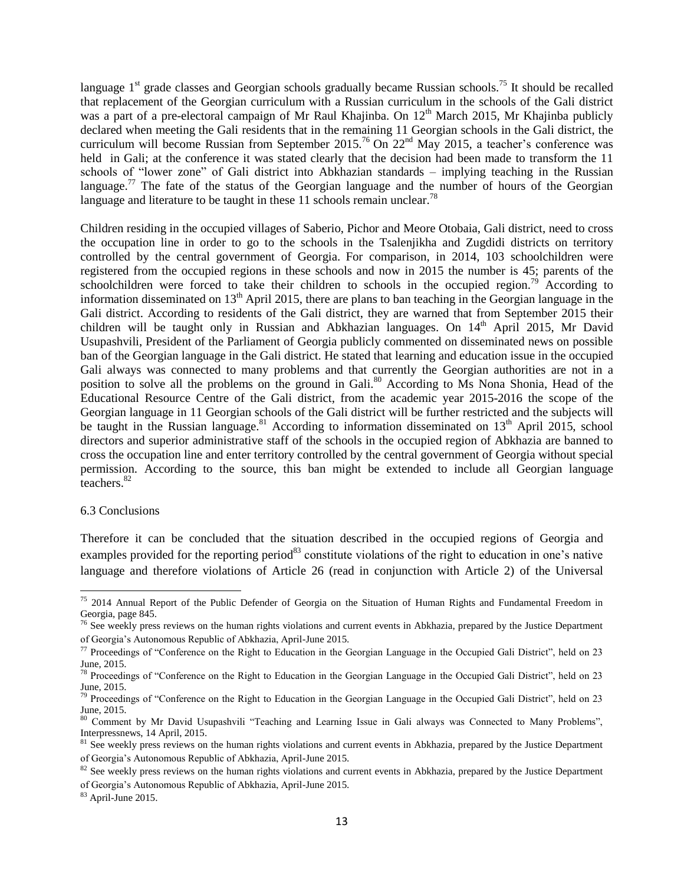language 1st grade classes and Georgian schools gradually became Russian schools.[75] It should be recalled that replacement of the Georgian curriculum with a Russian curriculum in the schools of the Gali district was a part of a pre-electoral campaign of Mr Raul Khajinba. On 12th March 2015, Mr Khajinba publicly declared when meeting the Gali residents that in the remaining 11 Georgian schools in the Gali district, the curriculum will become Russian from September 2015.[76] On 22nd May 2015, a teacher's conference was held in Gali; at the conference it was stated clearly that the decision had been made to transform the 11 schools of "lower zone" of Gali district into Abkhazian standards – implying teaching in the Russian language.[77] The fate of the status of the Georgian language and the number of hours of the Georgian language and literature to be taught in these 11 schools remain unclear.[78]

Children residing in the occupied villages of Saberio, Pichor and Meore Otobaia, Gali district, need to cross the occupation line in order to go to the schools in the Tsalenjikha and Zugdidi districts on territory controlled by the central government of Georgia. For comparison, in 2014, 103 schoolchildren were registered from the occupied regions in these schools and now in 2015 the number is 45; parents of the schoolchildren were forced to take their children to schools in the occupied region.[79] According to information disseminated on 13th April 2015, there are plans to ban teaching in the Georgian language in the Gali district. According to residents of the Gali district, they are warned that from September 2015 their children will be taught only in Russian and Abkhazian languages. On 14th April 2015, Mr David Usupashvili, President of the Parliament of Georgia publicly commented on disseminated news on possible ban of the Georgian language in the Gali district. He stated that learning and education issue in the occupied Gali always was connected to many problems and that currently the Georgian authorities are not in a position to solve all the problems on the ground in Gali.[80] According to Ms Nona Shonia, Head of the Educational Resource Centre of the Gali district, from the academic year 2015-2016 the scope of the Georgian language in 11 Georgian schools of the Gali district will be further restricted and the subjects will be taught in the Russian language.[81] According to information disseminated on 13th April 2015, school directors and superior administrative staff of the schools in the occupied region of Abkhazia are banned to cross the occupation line and enter territory controlled by the central government of Georgia without special permission. According to the source, this ban might be extended to include all Georgian language teachers.[82]

6.3 Conclusions

Therefore it can be concluded that the situation described in the occupied regions of Georgia and examples provided for the reporting period[83] constitute violations of the right to education in one's native language and therefore violations of Article 26 (read in conjunction with Article 2) of the Universal

---

[75] 2014 Annual Report of the Public Defender of Georgia on the Situation of Human Rights and Fundamental Freedom in Georgia, page 845.

[76] See weekly press reviews on the human rights violations and current events in Abkhazia, prepared by the Justice Department of Georgia's Autonomous Republic of Abkhazia, April-June 2015.

[77] Proceedings of "Conference on the Right to Education in the Georgian Language in the Occupied Gali District", held on 23 June, 2015.

[78] Proceedings of "Conference on the Right to Education in the Georgian Language in the Occupied Gali District", held on 23 June, 2015.

[79] Proceedings of "Conference on the Right to Education in the Georgian Language in the Occupied Gali District", held on 23 June, 2015.

[80] Comment by Mr David Usupashvili "Teaching and Learning Issue in Gali always was Connected to Many Problems", Interpressnews, 14 April, 2015.

[81] See weekly press reviews on the human rights violations and current events in Abkhazia, prepared by the Justice Department of Georgia's Autonomous Republic of Abkhazia, April-June 2015.

[82] See weekly press reviews on the human rights violations and current events in Abkhazia, prepared by the Justice Department of Georgia's Autonomous Republic of Abkhazia, April-June 2015.

[83] April-June 2015.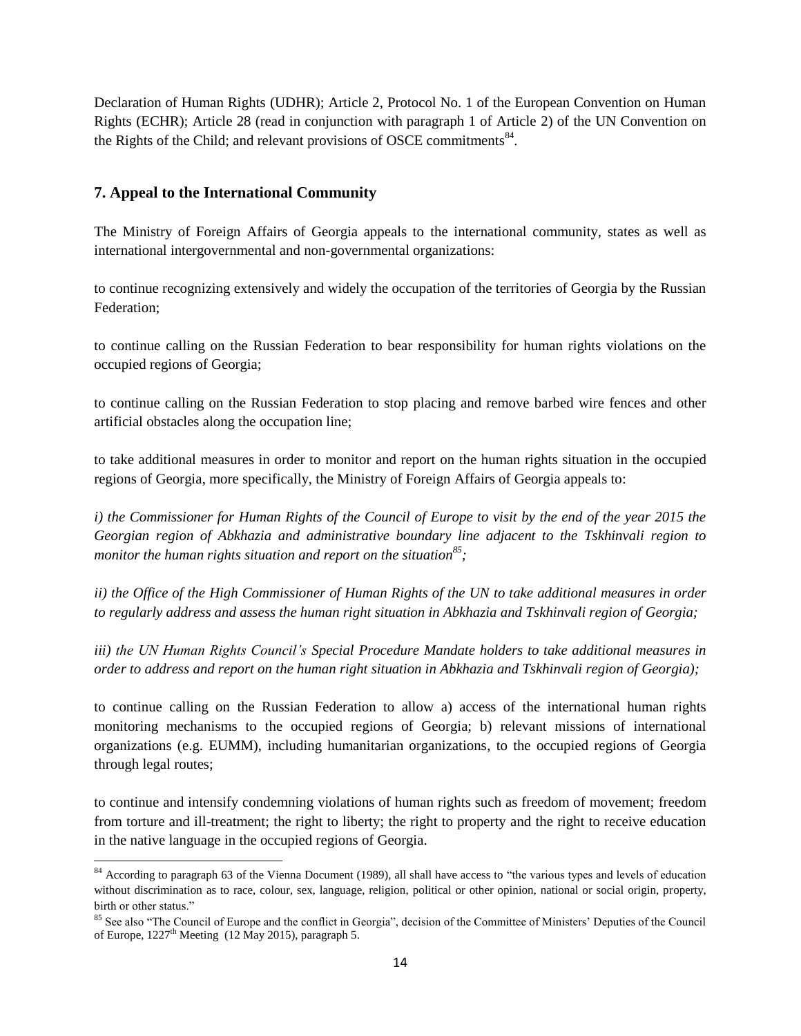Declaration of Human Rights (UDHR); Article 2, Protocol No. 1 of the European Convention on Human Rights (ECHR); Article 28 (read in conjunction with paragraph 1 of Article 2) of the UN Convention on the Rights of the Child; and relevant provisions of OSCE commitments[84].

## 7. Appeal to the International Community

The Ministry of Foreign Affairs of Georgia appeals to the international community, states as well as international intergovernmental and non-governmental organizations:

to continue recognizing extensively and widely the occupation of the territories of Georgia by the Russian Federation;

to continue calling on the Russian Federation to bear responsibility for human rights violations on the occupied regions of Georgia;

to continue calling on the Russian Federation to stop placing and remove barbed wire fences and other artificial obstacles along the occupation line;

to take additional measures in order to monitor and report on the human rights situation in the occupied regions of Georgia, more specifically, the Ministry of Foreign Affairs of Georgia appeals to:

*i) the Commissioner for Human Rights of the Council of Europe to visit by the end of the year 2015 the Georgian region of Abkhazia and administrative boundary line adjacent to the Tskhinvali region to monitor the human rights situation and report on the situation[85];*

*ii) the Office of the High Commissioner of Human Rights of the UN to take additional measures in order to regularly address and assess the human right situation in Abkhazia and Tskhinvali region of Georgia;*

*iii) the UN Human Rights Council's Special Procedure Mandate holders to take additional measures in order to address and report on the human right situation in Abkhazia and Tskhinvali region of Georgia);*

to continue calling on the Russian Federation to allow a) access of the international human rights monitoring mechanisms to the occupied regions of Georgia; b) relevant missions of international organizations (e.g. EUMM), including humanitarian organizations, to the occupied regions of Georgia through legal routes;

to continue and intensify condemning violations of human rights such as freedom of movement; freedom from torture and ill-treatment; the right to liberty; the right to property and the right to receive education in the native language in the occupied regions of Georgia.

---

[84] According to paragraph 63 of the Vienna Document (1989), all shall have access to "the various types and levels of education without discrimination as to race, colour, sex, language, religion, political or other opinion, national or social origin, property, birth or other status."

[85] See also "The Council of Europe and the conflict in Georgia", decision of the Committee of Ministers' Deputies of the Council of Europe, 1227th Meeting (12 May 2015), paragraph 5.